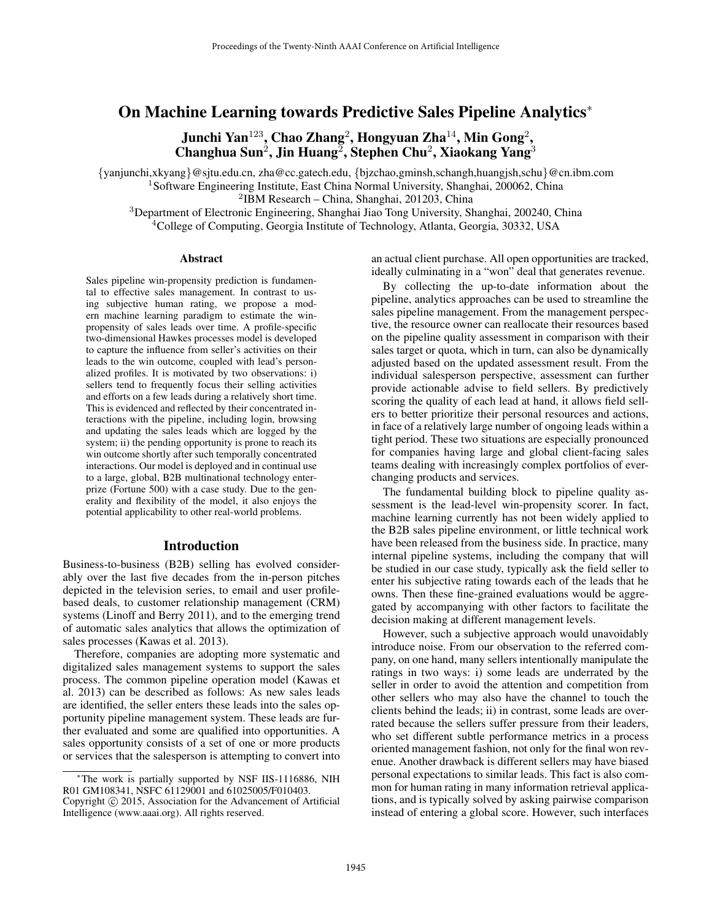# On Machine Learning towards Predictive Sales Pipeline Analytics*

**Junchi Yan[123], Chao Zhang[2], Hongyuan Zha[14], Min Gong[2], Changhua Sun[2], Jin Huang[2], Stephen Chu[2], Xiaokang Yang[3]**

{yanjunchi,xkyang}@sjtu.edu.cn, zha@cc.gatech.edu, {bjzchao,gminsh,schangh,huangjsh,schu}@cn.ibm.com

[1]Software Engineering Institute, East China Normal University, Shanghai, 200062, China

[2]IBM Research – China, Shanghai, 201203, China

[3]Department of Electronic Engineering, Shanghai Jiao Tong University, Shanghai, 200240, China

[4]College of Computing, Georgia Institute of Technology, Atlanta, Georgia, 30332, USA

## Abstract

Sales pipeline win-propensity prediction is fundamental to effective sales management. In contrast to using subjective human rating, we propose a modern machine learning paradigm to estimate the win-propensity of sales leads over time. A profile-specific two-dimensional Hawkes processes model is developed to capture the influence from seller's activities on their leads to the win outcome, coupled with lead's personalized profiles. It is motivated by two observations: i) sellers tend to frequently focus their selling activities and efforts on a few leads during a relatively short time. This is evidenced and reflected by their concentrated interactions with the pipeline, including login, browsing and updating the sales leads which are logged by the system; ii) the pending opportunity is prone to reach its win outcome shortly after such temporally concentrated interactions. Our model is deployed and in continual use to a large, global, B2B multinational technology enterprize (Fortune 500) with a case study. Due to the generality and flexibility of the model, it also enjoys the potential applicability to other real-world problems.

## Introduction

Business-to-business (B2B) selling has evolved considerably over the last five decades from the in-person pitches depicted in the television series, to email and user profile-based deals, to customer relationship management (CRM) systems (Linoff and Berry 2011), and to the emerging trend of automatic sales analytics that allows the optimization of sales processes (Kawas et al. 2013).

Therefore, companies are adopting more systematic and digitalized sales management systems to support the sales process. The common pipeline operation model (Kawas et al. 2013) can be described as follows: As new sales leads are identified, the seller enters these leads into the sales opportunity pipeline management system. These leads are further evaluated and some are qualified into opportunities. A sales opportunity consists of a set of one or more products or services that the salesperson is attempting to convert into an actual client purchase. All open opportunities are tracked, ideally culminating in a "won" deal that generates revenue.

By collecting the up-to-date information about the pipeline, analytics approaches can be used to streamline the sales pipeline management. From the management perspective, the resource owner can reallocate their resources based on the pipeline quality assessment in comparison with their sales target or quota, which in turn, can also be dynamically adjusted based on the updated assessment result. From the individual salesperson perspective, assessment can further provide actionable advise to field sellers. By predictively scoring the quality of each lead at hand, it allows field sellers to better prioritize their personal resources and actions, in face of a relatively large number of ongoing leads within a tight period. These two situations are especially pronounced for companies having large and global client-facing sales teams dealing with increasingly complex portfolios of ever-changing products and services.

The fundamental building block to pipeline quality assessment is the lead-level win-propensity scorer. In fact, machine learning currently has not been widely applied to the B2B sales pipeline environment, or little technical work have been released from the business side. In practice, many internal pipeline systems, including the company that will be studied in our case study, typically ask the field seller to enter his subjective rating towards each of the leads that he owns. Then these fine-grained evaluations would be aggregated by accompanying with other factors to facilitate the decision making at different management levels.

However, such a subjective approach would unavoidably introduce noise. From our observation to the referred company, on one hand, many sellers intentionally manipulate the ratings in two ways: i) some leads are underrated by the seller in order to avoid the attention and competition from other sellers who may also have the channel to touch the clients behind the leads; ii) in contrast, some leads are overrated because the sellers suffer pressure from their leaders, who set different subtle performance metrics in a process oriented management fashion, not only for the final won revenue. Another drawback is different sellers may have biased personal expectations to similar leads. This fact is also common for human rating in many information retrieval applications, and is typically solved by asking pairwise comparison instead of entering a global score. However, such interfaces

*The work is partially supported by NSF IIS-1116886, NIH R01 GM108341, NSFC 61129001 and 61025005/F010403.

Copyright © 2015, Association for the Advancement of Artificial Intelligence (www.aaai.org). All rights reserved.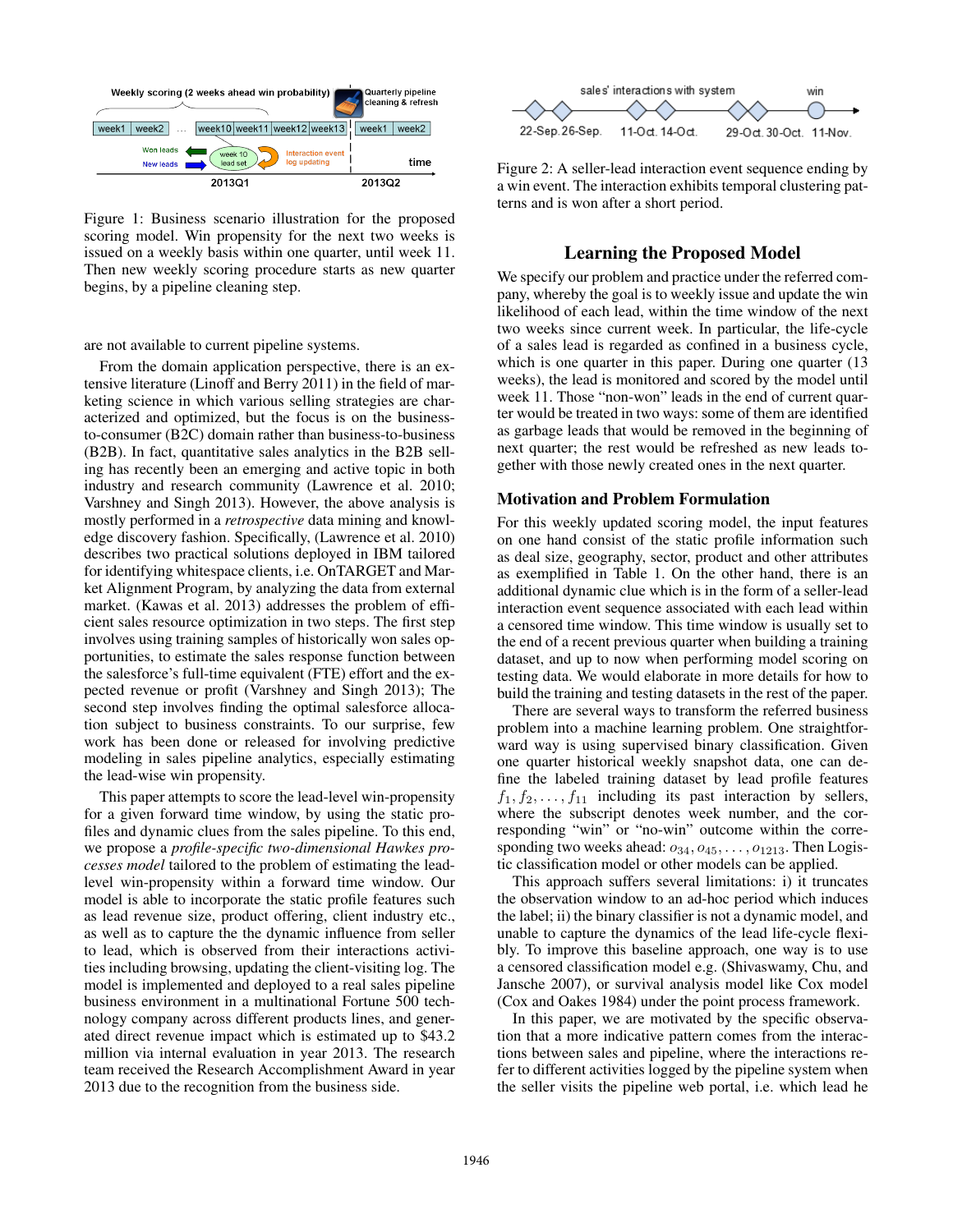Figure 1: Business scenario illustration for the proposed scoring model. Win propensity for the next two weeks is issued on a weekly basis within one quarter, until week 11. Then new weekly scoring procedure starts as new quarter begins, by a pipeline cleaning step.

are not available to current pipeline systems.

From the domain application perspective, there is an extensive literature (Linoff and Berry 2011) in the field of marketing science in which various selling strategies are characterized and optimized, but the focus is on the business-to-consumer (B2C) domain rather than business-to-business (B2B). In fact, quantitative sales analytics in the B2B selling has recently been an emerging and active topic in both industry and research community (Lawrence et al. 2010; Varshney and Singh 2013). However, the above analysis is mostly performed in a *retrospective* data mining and knowledge discovery fashion. Specifically, (Lawrence et al. 2010) describes two practical solutions deployed in IBM tailored for identifying whitespace clients, i.e. OnTARGET and Market Alignment Program, by analyzing the data from external market. (Kawas et al. 2013) addresses the problem of efficient sales resource optimization in two steps. The first step involves using training samples of historically won sales opportunities, to estimate the sales response function between the salesforce's full-time equivalent (FTE) effort and the expected revenue or profit (Varshney and Singh 2013); The second step involves finding the optimal salesforce allocation subject to business constraints. To our surprise, few work has been done or released for involving predictive modeling in sales pipeline analytics, especially estimating the lead-wise win propensity.

This paper attempts to score the lead-level win-propensity for a given forward time window, by using the static profiles and dynamic clues from the sales pipeline. To this end, we propose a *profile-specific two-dimensional Hawkes processes model* tailored to the problem of estimating the lead-level win-propensity within a forward time window. Our model is able to incorporate the static profile features such as lead revenue size, product offering, client industry etc., as well as to capture the the dynamic influence from seller to lead, which is observed from their interactions activities including browsing, updating the client-visiting log. The model is implemented and deployed to a real sales pipeline business environment in a multinational Fortune 500 technology company across different products lines, and generated direct revenue impact which is estimated up to \$43.2 million via internal evaluation in year 2013. The research team received the Research Accomplishment Award in year 2013 due to the recognition from the business side.

Figure 2: A seller-lead interaction event sequence ending by a win event. The interaction exhibits temporal clustering patterns and is won after a short period.

## Learning the Proposed Model

We specify our problem and practice under the referred company, whereby the goal is to weekly issue and update the win likelihood of each lead, within the time window of the next two weeks since current week. In particular, the life-cycle of a sales lead is regarded as confined in a business cycle, which is one quarter in this paper. During one quarter (13 weeks), the lead is monitored and scored by the model until week 11. Those "non-won" leads in the end of current quarter would be treated in two ways: some of them are identified as garbage leads that would be removed in the beginning of next quarter; the rest would be refreshed as new leads together with those newly created ones in the next quarter.

### Motivation and Problem Formulation

For this weekly updated scoring model, the input features on one hand consist of the static profile information such as deal size, geography, sector, product and other attributes as exemplified in Table 1. On the other hand, there is an additional dynamic clue which is in the form of a seller-lead interaction event sequence associated with each lead within a censored time window. This time window is usually set to the end of a recent previous quarter when building a training dataset, and up to now when performing model scoring on testing data. We would elaborate in more details for how to build the training and testing datasets in the rest of the paper.

There are several ways to transform the referred business problem into a machine learning problem. One straightforward way is using supervised binary classification. Given one quarter historical weekly snapshot data, one can define the labeled training dataset by lead profile features $f_1, f_2, \ldots, f_{11}$ including its past interaction by sellers, where the subscript denotes week number, and the corresponding "win" or "no-win" outcome within the corresponding two weeks ahead: $o_{34}, o_{45}, \ldots, o_{1213}$. Then Logistic classification model or other models can be applied.

This approach suffers several limitations: i) it truncates the observation window to an ad-hoc period which induces the label; ii) the binary classifier is not a dynamic model, and unable to capture the dynamics of the lead life-cycle flexibly. To improve this baseline approach, one way is to use a censored classification model e.g. (Shivaswamy, Chu, and Jansche 2007), or survival analysis model like Cox model (Cox and Oakes 1984) under the point process framework.

In this paper, we are motivated by the specific observation that a more indicative pattern comes from the interactions between sales and pipeline, where the interactions refer to different activities logged by the pipeline system when the seller visits the pipeline web portal, i.e. which lead he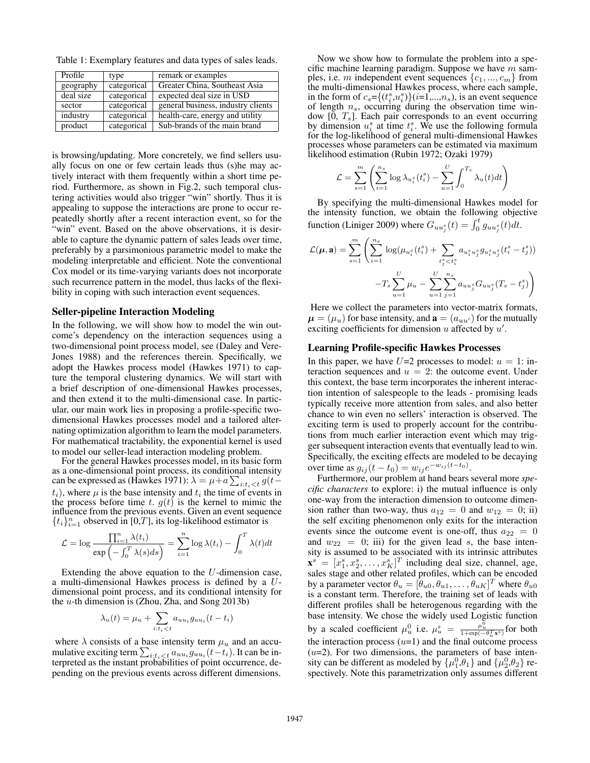Table 1: Exemplary features and data types of sales leads.

| Profile | type | remark or examples |
|---|---|---|
| geography | categorical | Greater China, Southeast Asia |
| deal size | categorical | expected deal size in USD |
| sector | categorical | general business, industry clients |
| industry | categorical | health-care, energy and utility |
| product | categorical | Sub-brands of the main brand |

is browsing/updating. More concretely, we find sellers usually focus on one or few certain leads thus (s)he may actively interact with them frequently within a short time period. Furthermore, as shown in Fig.2, such temporal clustering activities would also trigger "win" shortly. Thus it is appealing to suppose the interactions are prone to occur repeatedly shortly after a recent interaction event, so for the "win" event. Based on the above observations, it is desirable to capture the dynamic pattern of sales leads over time, preferably by a parsimonious parametric model to make the modeling interpretable and efficient. Note the conventional Cox model or its time-varying variants does not incorporate such recurrence pattern in the model, thus lacks of the flexibility in coping with such interaction event sequences.

## Seller-pipeline Interaction Modeling

In the following, we will show how to model the win outcome's dependency on the interaction sequences using a two-dimensional point process model, see (Daley and Vere-Jones 1988) and the references therein. Specifically, we adopt the Hawkes process model (Hawkes 1971) to capture the temporal clustering dynamics. We will start with a brief description of one-dimensional Hawkes processes, and then extend it to the multi-dimensional case. In particular, our main work lies in proposing a profile-specific two-dimensional Hawkes processes model and a tailored alternating optimization algorithm to learn the model parameters. For mathematical tractability, the exponential kernel is used to model our seller-lead interaction modeling problem.

For the general Hawkes processes model, in its basic form as a one-dimensional point process, its conditional intensity can be expressed as (Hawkes 1971): $\lambda = \mu + a\sum_{i:t_i<t} g(t-t_i)$, where $\mu$ is the base intensity and $t_i$ the time of events in the process before time $t$. $g(t)$ is the kernel to mimic the influence from the previous events. Given an event sequence $\{t_i\}_{i=1}^n$ observed in $[0,T]$, its log-likelihood estimator is

$$\mathcal{L} = \log \frac{\prod_{i=1}^n \lambda(t_i)}{\exp\left(-\int_0^T \lambda(s)ds\right)} = \sum_{i=1}^n \log \lambda(t_i) - \int_0^T \lambda(t)dt$$

Extending the above equation to the $U$-dimension case, a multi-dimensional Hawkes process is defined by a $U$-dimensional point process, and its conditional intensity for the $u$-th dimension is (Zhou, Zha, and Song 2013b)

$$\lambda_u(t) = \mu_u + \sum_{i:t_i<t} a_{uu_i} g_{uu_i}(t-t_i)$$

where $\lambda$ consists of a base intensity term $\mu_u$ and an accumulative exciting term $\sum_{i:t_i<t} a_{uu_i} g_{uu_i}(t-t_i)$. It can be interpreted as the instant probabilities of point occurrence, depending on the previous events across different dimensions.

Now we show how to formulate the problem into a specific machine learning paradigm. Suppose we have $m$ samples, i.e. $m$ independent event sequences $\{c_1, ..., c_m\}$ from the multi-dimensional Hawkes process, where each sample, in the form of $c_s$=$\{(t_i^s, u_i^s)\}$($i$=1,...,$n_s$), is an event sequence of length $n_s$, occurring during the observation time window [0, $T_s$]. Each pair corresponds to an event occurring by dimension $u_i^s$ at time $t_i^s$. We use the following formula for the log-likelihood of general multi-dimensional Hawkes processes whose parameters can be estimated via maximum likelihood estimation (Rubin 1972; Ozaki 1979)

$$\mathcal{L} = \sum_{s=1}^m \left( \sum_{i=1}^{n_s} \log \lambda_{u_i^s}(t_i^s) - \sum_{u=1}^U \int_0^{T_s} \lambda_u(t)dt \right)$$

By specifying the multi-dimensional Hawkes model for the intensity function, we obtain the following objective function (Liniger 2009) where $G_{uu_j^s}(t) = \int_0^t g_{uu_j^s}(t)dt$.

$$\mathcal{L}(\boldsymbol{\mu}, \mathbf{a}) = \sum_{s=1}^m \left( \sum_{i=1}^{n_s} \log(\mu_{u_i^s}(t_i^s) + \sum_{t_j^s<t_i^s} a_{u_i^s u_j^s} g_{u_i^s u_j^s}(t_i^s - t_j^s)) - T_s \sum_{u=1}^U \mu_u - \sum_{u=1}^U \sum_{j=1}^{n_s} a_{uu_j^s} G_{uu_j^s}(T_s - t_j^s) \right)$$

Here we collect the parameters into vector-matrix formats, $\boldsymbol{\mu} = (\mu_u)$ for base intensity, and $\mathbf{a} = (a_{uu'})$ for the mutually exciting coefficients for dimension $u$ affected by $u'$.

## Learning Profile-specific Hawkes Processes

In this paper, we have $U$=2 processes to model: $u = 1$: interaction sequences and $u = 2$: the outcome event. Under this context, the base term incorporates the inherent interaction intention of salespeople to the leads - promising leads typically receive more attention from sales, and also better chance to win even no sellers' interaction is observed. The exciting term is used to properly account for the contributions from much earlier interaction event which may trigger subsequent interaction events that eventually lead to win. Specifically, the exciting effects are modeled to be decaying over time as $g_{ij}(t-t_0) = w_{ij}e^{-w_{ij}(t-t_0)}$.

Furthermore, our problem at hand bears several more *specific characters* to explore: i) the mutual influence is only one-way from the interaction dimension to outcome dimension rather than two-way, thus $a_{12} = 0$ and $w_{12} = 0$; ii) the self exciting phenomenon only exits for the interaction events since the outcome event is one-off, thus $a_{22} = 0$ and $w_{22} = 0$; iii) for the given lead $s$, the base intensity is assumed to be associated with its intrinsic attributes $\mathbf{x}^s = [x_1^s, x_2^s, \ldots, x_K^s]^T$ including deal size, channel, age, sales stage and other related profiles, which can be encoded by a parameter vector $\theta_u = [\theta_{u0}, \theta_{u1}, \ldots, \theta_{uK}]^T$ where $\theta_{u0}$ is a constant term. Therefore, the training set of leads with different profiles shall be heterogenous regarding with the base intensity. We chose the widely used Logistic function by a scaled coefficient $\mu_u^0$ i.e. $\mu_u^s = \frac{\mu_u^0}{1+\exp(-\theta_u^T \mathbf{x}^s)}$ for both the interaction process ($u$=1) and the final outcome process ($u$=2). For two dimensions, the parameters of base intensity can be different as modeled by $\{\mu_1^0, \theta_1\}$ and $\{\mu_2^0, \theta_2\}$ respectively. Note this parametrization only assumes different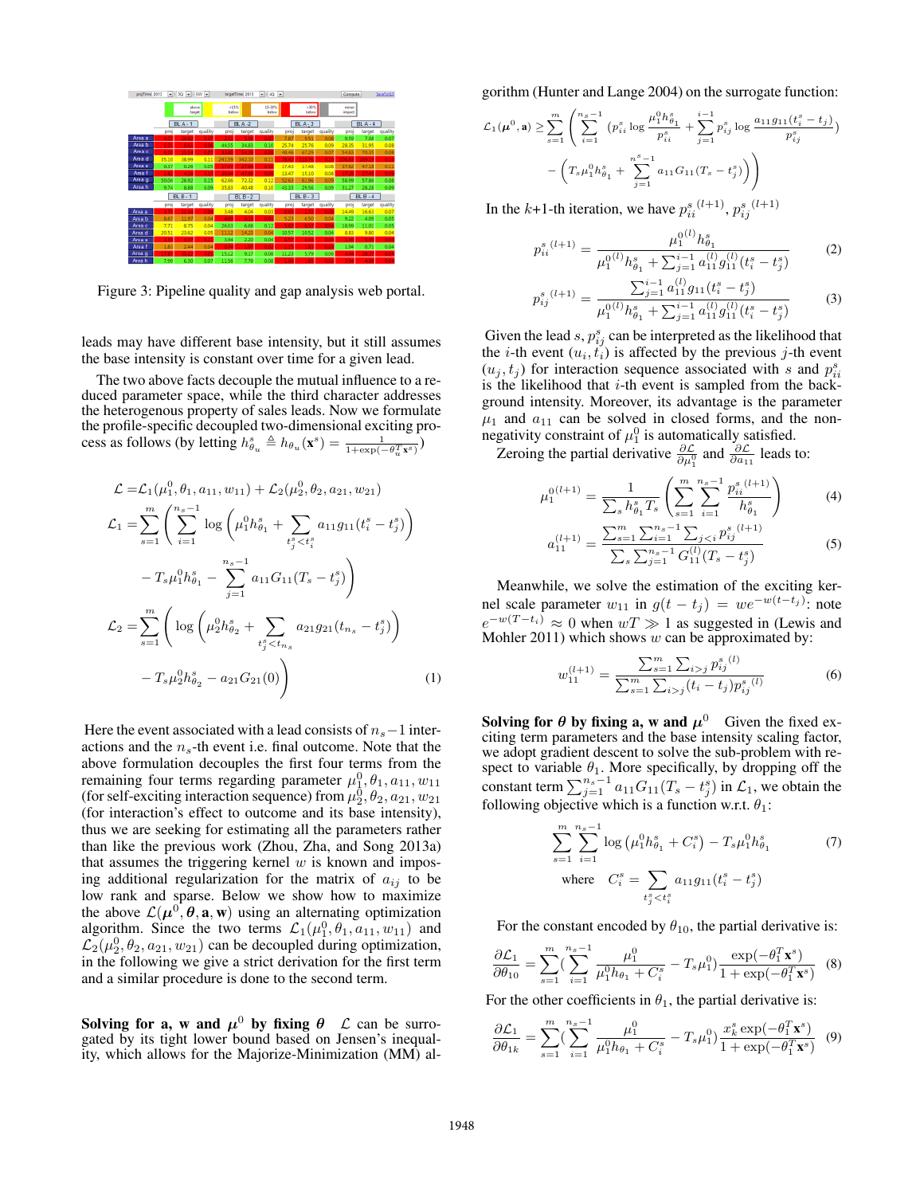Figure 3: Pipeline quality and gap analysis web portal.

leads may have different base intensity, but it still assumes the base intensity is constant over time for a given lead.

The two above facts decouple the mutual influence to a reduced parameter space, while the third character addresses the heterogenous property of sales leads. Now we formulate the profile-specific decoupled two-dimensional exciting process as follows (by letting $h^s_{\theta_u} \triangleq h_{\theta_u}(\mathbf{x}^s) = \frac{1}{1+\exp(-\theta_u^T \mathbf{x}^s)}$)

$$
\begin{aligned}
\mathcal{L} =& \mathcal{L}_1(\mu_1^0, \theta_1, a_{11}, w_{11}) + \mathcal{L}_2(\mu_2^0, \theta_2, a_{21}, w_{21}) \\
\mathcal{L}_1 =& \sum_{s=1}^{m} \left( \sum_{i=1}^{n_s-1} \log\left(\mu_1^0 h^s_{\theta_1} + \sum_{t_j^s < t_i^s} a_{11} g_{11}(t_i^s - t_j^s)\right) \right. \\
& \left. - T_s \mu_1^0 h^s_{\theta_1} - \sum_{j=1}^{n_s-1} a_{11} G_{11}(T_s - t_j^s) \right) \\
\mathcal{L}_2 =& \sum_{s=1}^{m} \left( \log\left(\mu_2^0 h^s_{\theta_2} + \sum_{t_j^s < t_{n_s}} a_{21} g_{21}(t_{n_s} - t_j^s)\right) \right. \\
& \left. - T_s \mu_2^0 h^s_{\theta_2} - a_{21} G_{21}(0) \right)
\end{aligned} \tag{1}
$$

Here the event associated with a lead consists of $n_s - 1$ interactions and the $n_s$-th event i.e. final outcome. Note that the above formulation decouples the first four terms from the remaining four terms regarding parameter $\mu_1^0, \theta_1, a_{11}, w_{11}$ (for self-exciting interaction sequence) from $\mu_2^0, \theta_2, a_{21}, w_{21}$ (for interaction's effect to outcome and its base intensity), thus we are seeking for estimating all the parameters rather than like the previous work (Zhou, Zha, and Song 2013a) that assumes the triggering kernel $w$ is known and imposing additional regularization for the matrix of $a_{ij}$ to be low rank and sparse. Below we show how to maximize the above $\mathcal{L}(\boldsymbol{\mu}^0, \boldsymbol{\theta}, \mathbf{a}, \mathbf{w})$ using an alternating optimization algorithm. Since the two terms $\mathcal{L}_1(\mu_1^0, \theta_1, a_{11}, w_{11})$ and $\mathcal{L}_2(\mu_2^0, \theta_2, a_{21}, w_{21})$ can be decoupled during optimization, in the following we give a strict derivation for the first term and a similar procedure is done to the second term.

**Solving for a, w and $\mu^0$ by fixing $\theta$** $\mathcal{L}$ can be surrogated by its tight lower bound based on Jensen's inequality, which allows for the Majorize-Minimization (MM) algorithm (Hunter and Lange 2004) on the surrogate function:

$$
\begin{aligned}
\mathcal{L}_1(\boldsymbol{\mu}^0, \mathbf{a}) \geq & \sum_{s=1}^{m} \left( \sum_{i=1}^{n_s-1} \left(p_{ii}^s \log \frac{\mu_1^0 h^s_{\theta_1}}{p_{ii}^s} + \sum_{j=1}^{i-1} p_{ij}^s \log \frac{a_{11} g_{11}(t_i^s - t_j)}{p_{ij}^s}\right) \right. \\
& \left. - \left(T_s \mu_1^0 h^s_{\theta_1} + \sum_{j=1}^{n^s-1} a_{11} G_{11}(T_s - t_j^s)\right) \right)
\end{aligned}
$$

In the $k$+1-th iteration, we have ${p_{ii}^s}^{(l+1)}$, ${p_{ij}^s}^{(l+1)}$

$$
{p_{ii}^s}^{(l+1)} = \frac{{\mu_1^0}^{(l)} h^s_{\theta_1}}{{\mu_1^0}^{(l)} h^s_{\theta_1} + \sum_{j=1}^{i-1} a_{11}^{(l)} g_{11}^{(l)}(t_i^s - t_j^s)} \tag{2}
$$

$$
{p_{ij}^s}^{(l+1)} = \frac{\sum_{j=1}^{i-1} a_{11}^{(l)} g_{11}(t_i^s - t_j^s)}{{\mu_1^0}^{(l)} h^s_{\theta_1} + \sum_{j=1}^{i-1} a_{11}^{(l)} g_{11}^{(l)}(t_i^s - t_j^s)} \tag{3}
$$

Given the lead $s$, $p_{ij}^s$ can be interpreted as the likelihood that the $i$-th event $(u_i, t_i)$ is affected by the previous $j$-th event $(u_j, t_j)$ for interaction sequence associated with $s$ and $p_{ii}^s$ is the likelihood that $i$-th event is sampled from the background intensity. Moreover, its advantage is the parameter $\mu_1$ and $a_{11}$ can be solved in closed forms, and the non-negativity constraint of $\mu_1^0$ is automatically satisfied.

Zeroing the partial derivative $\frac{\partial \mathcal{L}}{\partial \mu_1^0}$ and $\frac{\partial \mathcal{L}}{\partial a_{11}}$ leads to:

$$
{\mu_1^0}^{(l+1)} = \frac{1}{\sum_s h^s_{\theta_1} T_s} \left( \sum_{s=1}^{m} \sum_{i=1}^{n_s-1} \frac{{p_{ii}^s}^{(l+1)}}{h^s_{\theta_1}} \right) \tag{4}
$$

$$
a_{11}^{(l+1)} = \frac{\sum_{s=1}^{m} \sum_{i=1}^{n_s-1} \sum_{j<i} {p_{ij}^s}^{(l+1)}}{\sum_s \sum_{j=1}^{n_s-1} G_{11}^{(l)}(T_s - t_j^s)} \tag{5}
$$

Meanwhile, we solve the estimation of the exciting kernel scale parameter $w_{11}$ in $g(t - t_j) = we^{-w(t-t_j)}$: note $e^{-w(T-t_i)} \approx 0$ when $wT \gg 1$ as suggested in (Lewis and Mohler 2011) which shows $w$ can be approximated by:

$$
w_{11}^{(l+1)} = \frac{\sum_{s=1}^{m} \sum_{i>j} {p_{ij}^s}^{(l)}}{\sum_{s=1}^{m} \sum_{i>j} (t_i - t_j) {p_{ij}^s}^{(l)}} \tag{6}
$$

**Solving for $\boldsymbol{\theta}$ by fixing a, w and $\boldsymbol{\mu}^0$** Given the fixed exciting term parameters and the base intensity scaling factor, we adopt gradient descent to solve the sub-problem with respect to variable $\theta_1$. More specifically, by dropping off the constant term $\sum_{j=1}^{n_s-1} a_{11} G_{11}(T_s - t_j^s)$ in $\mathcal{L}_1$, we obtain the following objective which is a function w.r.t. $\theta_1$:

$$
\sum_{s=1}^{m} \sum_{i=1}^{n_s-1} \log\left(\mu_1^0 h^s_{\theta_1} + C_i^s\right) - T_s \mu_1^0 h^s_{\theta_1} \tag{7}
$$

$$
\text{where} \quad C_i^s = \sum_{t_j^s < t_i^s} a_{11} g_{11}(t_i^s - t_j^s)
$$

For the constant encoded by $\theta_{10}$, the partial derivative is:

$$
\frac{\partial \mathcal{L}_1}{\partial \theta_{10}} = \sum_{s=1}^{m} \left( \sum_{i=1}^{n_s-1} \frac{\mu_1^0}{\mu_1^0 h_{\theta_1} + C_i^s} - T_s \mu_1^0 \right) \frac{\exp(-\theta_1^T \mathbf{x}^s)}{1 + \exp(-\theta_1^T \mathbf{x}^s)} \tag{8}
$$

For the other coefficients in $\theta_1$, the partial derivative is:

$$
\frac{\partial \mathcal{L}_1}{\partial \theta_{1k}} = \sum_{s=1}^{m} \left( \sum_{i=1}^{n_s-1} \frac{\mu_1^0}{\mu_1^0 h_{\theta_1} + C_i^s} - T_s \mu_1^0 \right) \frac{x_k^s \exp(-\theta_1^T \mathbf{x}^s)}{1 + \exp(-\theta_1^T \mathbf{x}^s)} \tag{9}
$$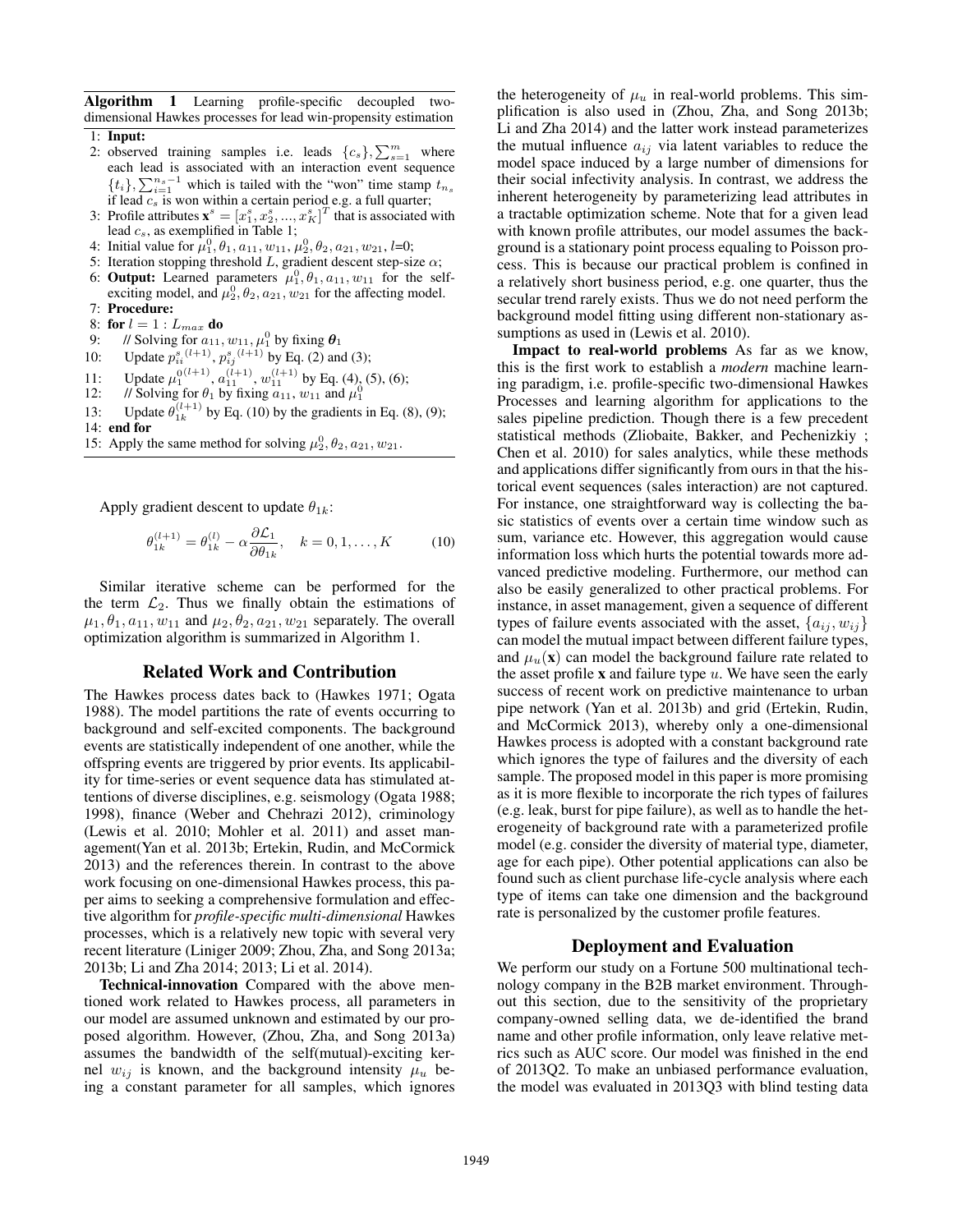**Algorithm 1** Learning profile-specific decoupled two-dimensional Hawkes processes for lead win-propensity estimation

```
1: Input:
2: observed training samples i.e. leads {c_s}, sum_{s=1}^m where each lead is associated with an interaction event sequence {t_i}, sum_{i=1}^{n_s-1} which is tailed with the "won" time stamp t_{n_s} if lead c_s is won within a certain period e.g. a full quarter;
3: Profile attributes x^s = [x_1^s, x_2^s, ..., x_K^s]^T that is associated with lead c_s, as exemplified in Table 1;
4: Initial value for mu_1^0, theta_1, a_11, w_11, mu_2^0, theta_2, a_21, w_21, l=0;
5: Iteration stopping threshold L, gradient descent step-size alpha;
6: Output: Learned parameters mu_1^0, theta_1, a_11, w_11 for the self-exciting model, and mu_2^0, theta_2, a_21, w_21 for the affecting model.
7: Procedure:
8: for l = 1 : L_max do
9:     // Solving for a_11, w_11, mu_1^0 by fixing theta_1
10:    Update p_ii^s(l+1), p_ij^s(l+1) by Eq. (2) and (3);
11:    Update mu_1^0(l+1), a_11^(l+1), w_11^(l+1) by Eq. (4), (5), (6);
12:    // Solving for theta_1 by fixing a_11, w_11 and mu_1^0
13:    Update theta_1k^(l+1) by Eq. (10) by the gradients in Eq. (8), (9);
14: end for
15: Apply the same method for solving mu_2^0, theta_2, a_21, w_21.
```

Apply gradient descent to update $\theta_{1k}$:

$$\theta_{1k}^{(l+1)} = \theta_{1k}^{(l)} - \alpha \frac{\partial \mathcal{L}_1}{\partial \theta_{1k}}, \quad k = 0, 1, \ldots, K \tag{10}$$

Similar iterative scheme can be performed for the term $\mathcal{L}_2$. Thus we finally obtain the estimations of $\mu_1, \theta_1, a_{11}, w_{11}$ and $\mu_2, \theta_2, a_{21}, w_{21}$ separately. The overall optimization algorithm is summarized in Algorithm 1.

## Related Work and Contribution

The Hawkes process dates back to (Hawkes 1971; Ogata 1988). The model partitions the rate of events occurring to background and self-excited components. The background events are statistically independent of one another, while the offspring events are triggered by prior events. Its applicability for time-series or event sequence data has stimulated attentions of diverse disciplines, e.g. seismology (Ogata 1988; 1998), finance (Weber and Chehrazi 2012), criminology (Lewis et al. 2010; Mohler et al. 2011) and asset management(Yan et al. 2013b; Ertekin, Rudin, and McCormick 2013) and the references therein. In contrast to the above work focusing on one-dimensional Hawkes process, this paper aims to seeking a comprehensive formulation and effective algorithm for *profile-specific multi-dimensional* Hawkes processes, which is a relatively new topic with several very recent literature (Liniger 2009; Zhou, Zha, and Song 2013a; 2013b; Li and Zha 2014; 2013; Li et al. 2014).

**Technical-innovation** Compared with the above mentioned work related to Hawkes process, all parameters in our model are assumed unknown and estimated by our proposed algorithm. However, (Zhou, Zha, and Song 2013a) assumes the bandwidth of the self(mutual)-exciting kernel $w_{ij}$ is known, and the background intensity $\mu_u$ being a constant parameter for all samples, which ignores the heterogeneity of $\mu_u$ in real-world problems. This simplification is also used in (Zhou, Zha, and Song 2013b; Li and Zha 2014) and the latter work instead parameterizes the mutual influence $a_{ij}$ via latent variables to reduce the model space induced by a large number of dimensions for their social infectivity analysis. In contrast, we address the inherent heterogeneity by parameterizing lead attributes in a tractable optimization scheme. Note that for a given lead with known profile attributes, our model assumes the background is a stationary point process equaling to Poisson process. This is because our practical problem is confined in a relatively short business period, e.g. one quarter, thus the secular trend rarely exists. Thus we do not need perform the background model fitting using different non-stationary assumptions as used in (Lewis et al. 2010).

**Impact to real-world problems** As far as we know, this is the first work to establish a *modern* machine learning paradigm, i.e. profile-specific two-dimensional Hawkes Processes and learning algorithm for applications to the sales pipeline prediction. Though there is a few precedent statistical methods (Zliobaite, Bakker, and Pechenizkiy ; Chen et al. 2010) for sales analytics, while these methods and applications differ significantly from ours in that the historical event sequences (sales interaction) are not captured. For instance, one straightforward way is collecting the basic statistics of events over a certain time window such as sum, variance etc. However, this aggregation would cause information loss which hurts the potential towards more advanced predictive modeling. Furthermore, our method can also be easily generalized to other practical problems. For instance, in asset management, given a sequence of different types of failure events associated with the asset, $\{a_{ij}, w_{ij}\}$ can model the mutual impact between different failure types, and $\mu_u(\mathbf{x})$ can model the background failure rate related to the asset profile $\mathbf{x}$ and failure type $u$. We have seen the early success of recent work on predictive maintenance to urban pipe network (Yan et al. 2013b) and grid (Ertekin, Rudin, and McCormick 2013), whereby only a one-dimensional Hawkes process is adopted with a constant background rate which ignores the type of failures and the diversity of each sample. The proposed model in this paper is more promising as it is more flexible to incorporate the rich types of failures (e.g. leak, burst for pipe failure), as well as to handle the heterogeneity of background rate with a parameterized profile model (e.g. consider the diversity of material type, diameter, age for each pipe). Other potential applications can also be found such as client purchase life-cycle analysis where each type of items can take one dimension and the background rate is personalized by the customer profile features.

## Deployment and Evaluation

We perform our study on a Fortune 500 multinational technology company in the B2B market environment. Throughout this section, due to the sensitivity of the proprietary company-owned selling data, we de-identified the brand name and other profile information, only leave relative metrics such as AUC score. Our model was finished in the end of 2013Q2. To make an unbiased performance evaluation, the model was evaluated in 2013Q3 with blind testing data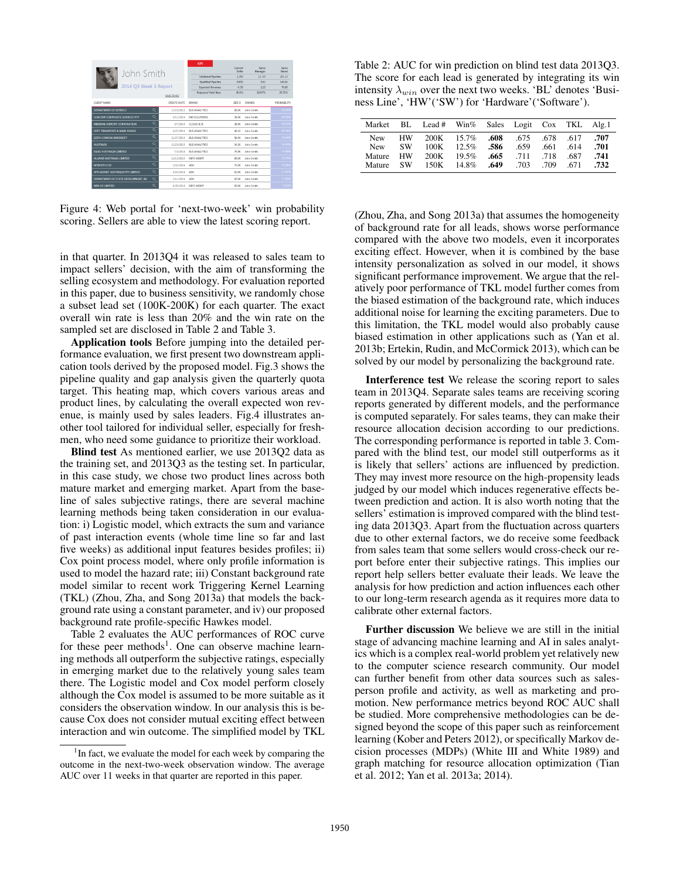Figure 4: Web portal for 'next-two-week' win probability scoring. Sellers are able to view the latest scoring report.

in that quarter. In 2013Q4 it was released to sales team to impact sellers' decision, with the aim of transforming the selling ecosystem and methodology. For evaluation reported in this paper, due to business sensitivity, we randomly chose a subset lead set (100K-200K) for each quarter. The exact overall win rate is less than 20% and the win rate on the sampled set are disclosed in Table 2 and Table 3.

**Application tools** Before jumping into the detailed performance evaluation, we first present two downstream application tools derived by the proposed model. Fig.3 shows the pipeline quality and gap analysis given the quarterly quota target. This heating map, which covers various areas and product lines, by calculating the overall expected won revenue, is mainly used by sales leaders. Fig.4 illustrates another tool tailored for individual seller, especially for freshmen, who need some guidance to prioritize their workload.

**Blind test** As mentioned earlier, we use 2013Q2 data as the training set, and 2013Q3 as the testing set. In particular, in this case study, we chose two product lines across both mature market and emerging market. Apart from the baseline of sales subjective ratings, there are several machine learning methods being taken consideration in our evaluation: i) Logistic model, which extracts the sum and variance of past interaction events (whole time line so far and last five weeks) as additional input features besides profiles; ii) Cox point process model, where only profile information is used to model the hazard rate; iii) Constant background rate model similar to recent work Triggering Kernel Learning (TKL) (Zhou, Zha, and Song 2013a) that models the background rate using a constant parameter, and iv) our proposed background rate profile-specific Hawkes model.

Table 2 evaluates the AUC performances of ROC curve for these peer methods[1]. One can observe machine learning methods all outperform the subjective ratings, especially in emerging market due to the relatively young sales team there. The Logistic model and Cox model perform closely although the Cox model is assumed to be more suitable as it considers the observation window. In our analysis this is because Cox does not consider mutual exciting effect between interaction and win outcome. The simplified model by TKL (Zhou, Zha, and Song 2013a) that assumes the homogeneity of background rate for all leads, shows worse performance compared with the above two models, even it incorporates exciting effect. However, when it is combined by the base intensity personalization as solved in our model, it shows significant performance improvement. We argue that the relatively poor performance of TKL model further comes from the biased estimation of the background rate, which induces additional noise for learning the exciting parameters. Due to this limitation, the TKL model would also probably cause biased estimation in other applications such as (Yan et al. 2013b; Ertekin, Rudin, and McCormick 2013), which can be solved by our model by personalizing the background rate.

[1] In fact, we evaluate the model for each week by comparing the outcome in the next-two-week observation window. The average AUC over 11 weeks in that quarter are reported in this paper.

Table 2: AUC for win prediction on blind test data 2013Q3. The score for each lead is generated by integrating its win intensity $\lambda_{win}$ over the next two weeks. 'BL' denotes 'Business Line', 'HW'('SW') for 'Hardware'('Software').

| Market | BL | Lead # | Win% | Sales | Logit | Cox | TKL | Alg.1 |
|---|---|---|---|---|---|---|---|---|
| New | HW | 200K | 15.7% | **.608** | .675 | .678 | .617 | **.707** |
| New | SW | 100K | 12.5% | **.586** | .659 | .661 | .614 | **.701** |
| Mature | HW | 200K | 19.5% | **.665** | .711 | .718 | .687 | **.741** |
| Mature | SW | 150K | 14.8% | **.649** | .703 | .709 | .671 | **.732** |

**Interference test** We release the scoring report to sales team in 2013Q4. Separate sales teams are receiving scoring reports generated by different models, and the performance is computed separately. For sales teams, they can make their resource allocation decision according to our predictions. The corresponding performance is reported in table 3. Compared with the blind test, our model still outperforms as it is likely that sellers' actions are influenced by prediction. They may invest more resource on the high-propensity leads judged by our model which induces regenerative effects between prediction and action. It is also worth noting that the sellers' estimation is improved compared with the blind testing data 2013Q3. Apart from the fluctuation across quarters due to other external factors, we do receive some feedback from sales team that some sellers would cross-check our report before enter their subjective ratings. This implies our report help sellers better evaluate their leads. We leave the analysis for how prediction and action influences each other to our long-term research agenda as it requires more data to calibrate other external factors.

**Further discussion** We believe we are still in the initial stage of advancing machine learning and AI in sales analytics which is a complex real-world problem yet relatively new to the computer science research community. Our model can further benefit from other data sources such as salesperson profile and activity, as well as marketing and promotion. New performance metrics beyond ROC AUC shall be studied. More comprehensive methodologies can be designed beyond the scope of this paper such as reinforcement learning (Kober and Peters 2012), or specifically Markov decision processes (MDPs) (White III and White 1989) and graph matching for resource allocation optimization (Tian et al. 2012; Yan et al. 2013a; 2014).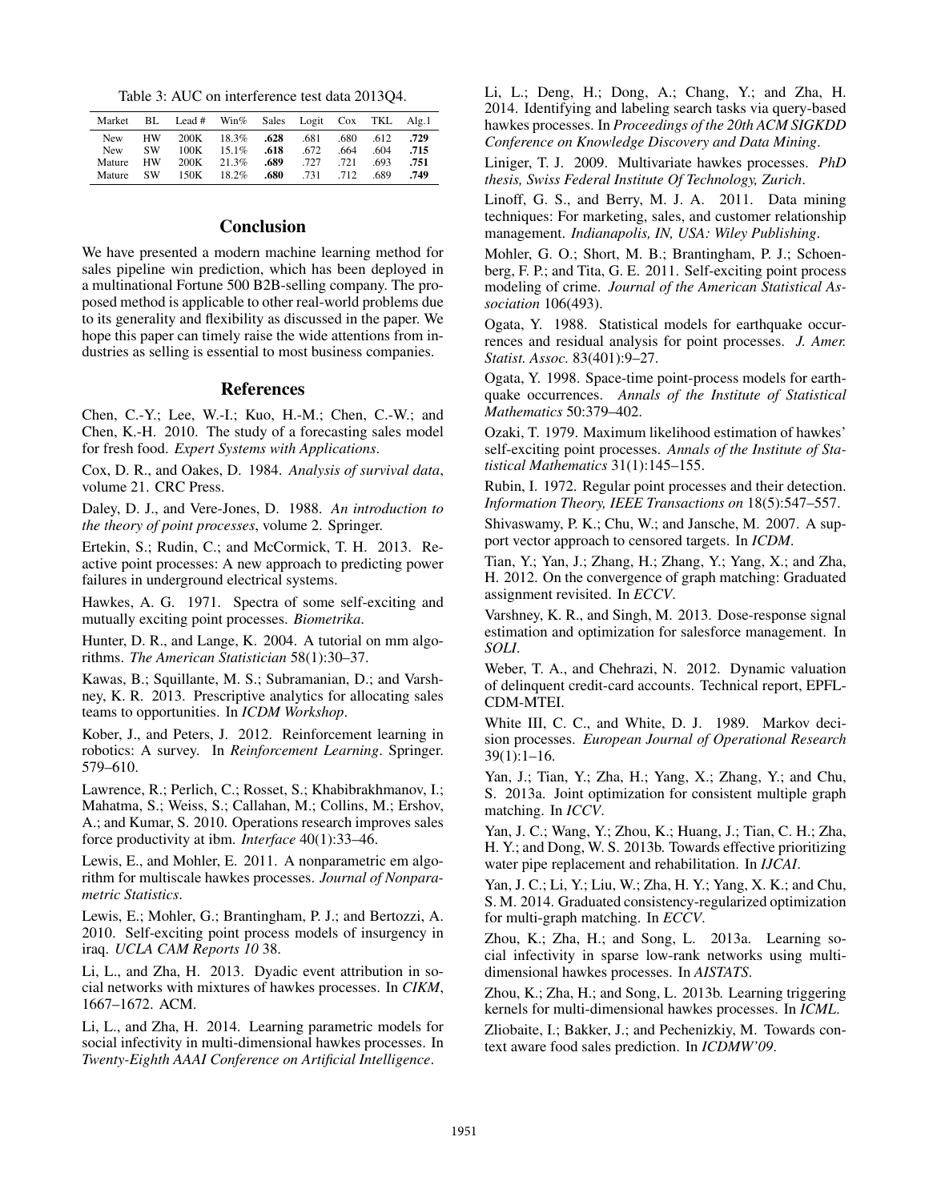Table 3: AUC on interference test data 2013Q4.

| Market | BL | Lead # | Win% | Sales | Logit | Cox | TKL | Alg.1 |
|---|---|---|---|---|---|---|---|---|
| New | HW | 200K | 18.3% | **.628** | .681 | .680 | .612 | **.729** |
| New | SW | 100K | 15.1% | **.618** | .672 | .664 | .604 | **.715** |
| Mature | HW | 200K | 21.3% | **.689** | .727 | .721 | .693 | **.751** |
| Mature | SW | 150K | 18.2% | **.680** | .731 | .712 | .689 | **.749** |

## Conclusion

We have presented a modern machine learning method for sales pipeline win prediction, which has been deployed in a multinational Fortune 500 B2B-selling company. The proposed method is applicable to other real-world problems due to its generality and flexibility as discussed in the paper. We hope this paper can timely raise the wide attentions from industries as selling is essential to most business companies.

## References

Chen, C.-Y.; Lee, W.-I.; Kuo, H.-M.; Chen, C.-W.; and Chen, K.-H. 2010. The study of a forecasting sales model for fresh food. *Expert Systems with Applications*.

Cox, D. R., and Oakes, D. 1984. *Analysis of survival data*, volume 21. CRC Press.

Daley, D. J., and Vere-Jones, D. 1988. *An introduction to the theory of point processes*, volume 2. Springer.

Ertekin, S.; Rudin, C.; and McCormick, T. H. 2013. Reactive point processes: A new approach to predicting power failures in underground electrical systems.

Hawkes, A. G. 1971. Spectra of some self-exciting and mutually exciting point processes. *Biometrika*.

Hunter, D. R., and Lange, K. 2004. A tutorial on mm algorithms. *The American Statistician* 58(1):30–37.

Kawas, B.; Squillante, M. S.; Subramanian, D.; and Varshney, K. R. 2013. Prescriptive analytics for allocating sales teams to opportunities. In *ICDM Workshop*.

Kober, J., and Peters, J. 2012. Reinforcement learning in robotics: A survey. In *Reinforcement Learning*. Springer. 579–610.

Lawrence, R.; Perlich, C.; Rosset, S.; Khabibrakhmanov, I.; Mahatma, S.; Weiss, S.; Callahan, M.; Collins, M.; Ershov, A.; and Kumar, S. 2010. Operations research improves sales force productivity at ibm. *Interface* 40(1):33–46.

Lewis, E., and Mohler, E. 2011. A nonparametric em algorithm for multiscale hawkes processes. *Journal of Nonparametric Statistics*.

Lewis, E.; Mohler, G.; Brantingham, P. J.; and Bertozzi, A. 2010. Self-exciting point process models of insurgency in iraq. *UCLA CAM Reports 10* 38.

Li, L., and Zha, H. 2013. Dyadic event attribution in social networks with mixtures of hawkes processes. In *CIKM*, 1667–1672. ACM.

Li, L., and Zha, H. 2014. Learning parametric models for social infectivity in multi-dimensional hawkes processes. In *Twenty-Eighth AAAI Conference on Artificial Intelligence*.

Li, L.; Deng, H.; Dong, A.; Chang, Y.; and Zha, H. 2014. Identifying and labeling search tasks via query-based hawkes processes. In *Proceedings of the 20th ACM SIGKDD Conference on Knowledge Discovery and Data Mining*.

Liniger, T. J. 2009. Multivariate hawkes processes. *PhD thesis, Swiss Federal Institute Of Technology, Zurich*.

Linoff, G. S., and Berry, M. J. A. 2011. Data mining techniques: For marketing, sales, and customer relationship management. *Indianapolis, IN, USA: Wiley Publishing*.

Mohler, G. O.; Short, M. B.; Brantingham, P. J.; Schoenberg, F. P.; and Tita, G. E. 2011. Self-exciting point process modeling of crime. *Journal of the American Statistical Association* 106(493).

Ogata, Y. 1988. Statistical models for earthquake occurrences and residual analysis for point processes. *J. Amer. Statist. Assoc.* 83(401):9–27.

Ogata, Y. 1998. Space-time point-process models for earthquake occurrences. *Annals of the Institute of Statistical Mathematics* 50:379–402.

Ozaki, T. 1979. Maximum likelihood estimation of hawkes' self-exciting point processes. *Annals of the Institute of Statistical Mathematics* 31(1):145–155.

Rubin, I. 1972. Regular point processes and their detection. *Information Theory, IEEE Transactions on* 18(5):547–557.

Shivaswamy, P. K.; Chu, W.; and Jansche, M. 2007. A support vector approach to censored targets. In *ICDM*.

Tian, Y.; Yan, J.; Zhang, H.; Zhang, Y.; Yang, X.; and Zha, H. 2012. On the convergence of graph matching: Graduated assignment revisited. In *ECCV*.

Varshney, K. R., and Singh, M. 2013. Dose-response signal estimation and optimization for salesforce management. In *SOLI*.

Weber, T. A., and Chehrazi, N. 2012. Dynamic valuation of delinquent credit-card accounts. Technical report, EPFL-CDM-MTEI.

White III, C. C., and White, D. J. 1989. Markov decision processes. *European Journal of Operational Research* 39(1):1–16.

Yan, J.; Tian, Y.; Zha, H.; Yang, X.; Zhang, Y.; and Chu, S. 2013a. Joint optimization for consistent multiple graph matching. In *ICCV*.

Yan, J. C.; Wang, Y.; Zhou, K.; Huang, J.; Tian, C. H.; Zha, H. Y.; and Dong, W. S. 2013b. Towards effective prioritizing water pipe replacement and rehabilitation. In *IJCAI*.

Yan, J. C.; Li, Y.; Liu, W.; Zha, H. Y.; Yang, X. K.; and Chu, S. M. 2014. Graduated consistency-regularized optimization for multi-graph matching. In *ECCV*.

Zhou, K.; Zha, H.; and Song, L. 2013a. Learning social infectivity in sparse low-rank networks using multi-dimensional hawkes processes. In *AISTATS*.

Zhou, K.; Zha, H.; and Song, L. 2013b. Learning triggering kernels for multi-dimensional hawkes processes. In *ICML*.

Zliobaite, I.; Bakker, J.; and Pechenizkiy, M. Towards context aware food sales prediction. In *ICDMW'09*.